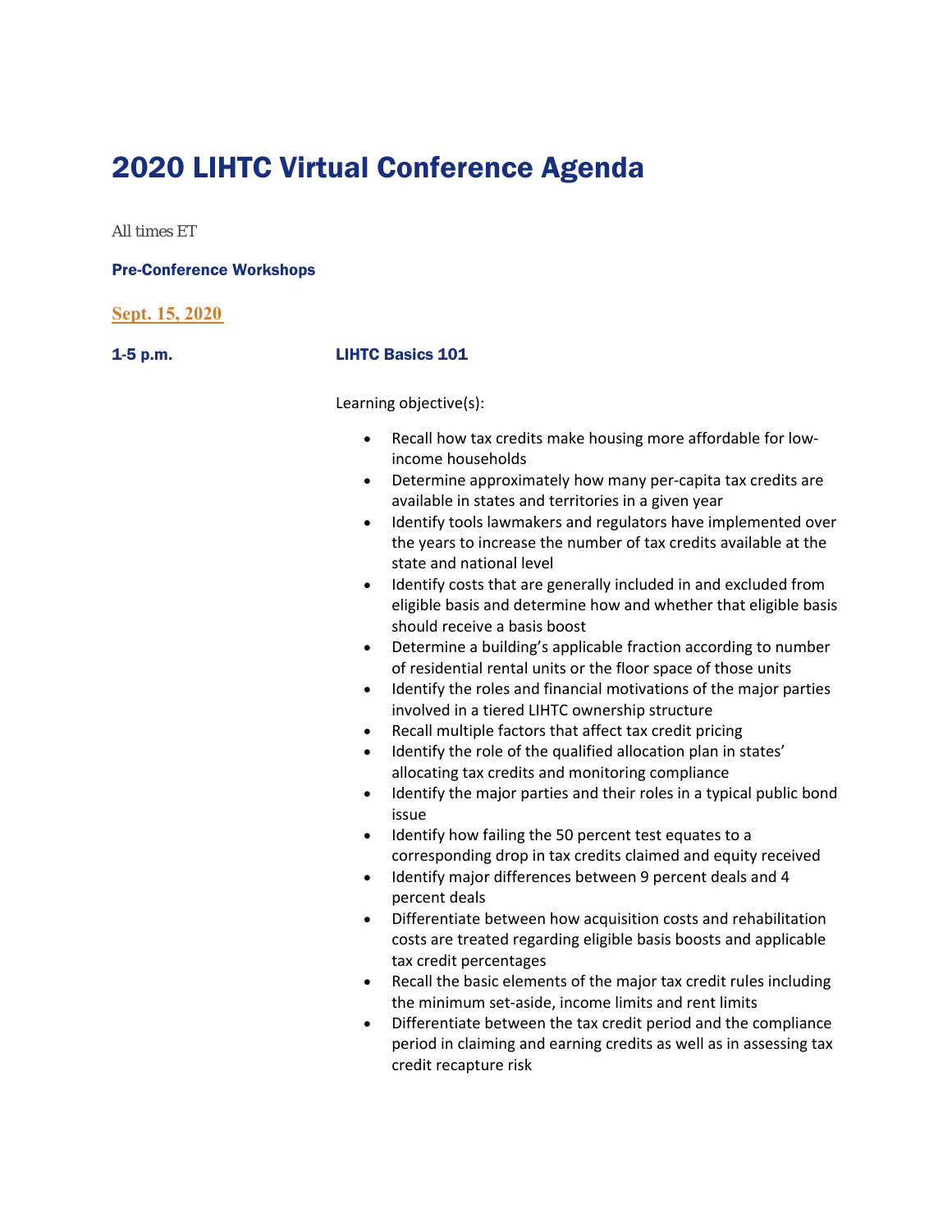# 2020 LIHTC Virtual Conference Agenda

*All times ET*

### Pre-Conference Workshops

### Sept. 15, 2020

**1-5 p.m.** **LIHTC Basics 101**

Learning objective(s):

- Recall how tax credits make housing more affordable for low-income households
- Determine approximately how many per-capita tax credits are available in states and territories in a given year
- Identify tools lawmakers and regulators have implemented over the years to increase the number of tax credits available at the state and national level
- Identify costs that are generally included in and excluded from eligible basis and determine how and whether that eligible basis should receive a basis boost
- Determine a building's applicable fraction according to number of residential rental units or the floor space of those units
- Identify the roles and financial motivations of the major parties involved in a tiered LIHTC ownership structure
- Recall multiple factors that affect tax credit pricing
- Identify the role of the qualified allocation plan in states' allocating tax credits and monitoring compliance
- Identify the major parties and their roles in a typical public bond issue
- Identify how failing the 50 percent test equates to a corresponding drop in tax credits claimed and equity received
- Identify major differences between 9 percent deals and 4 percent deals
- Differentiate between how acquisition costs and rehabilitation costs are treated regarding eligible basis boosts and applicable tax credit percentages
- Recall the basic elements of the major tax credit rules including the minimum set-aside, income limits and rent limits
- Differentiate between the tax credit period and the compliance period in claiming and earning credits as well as in assessing tax credit recapture risk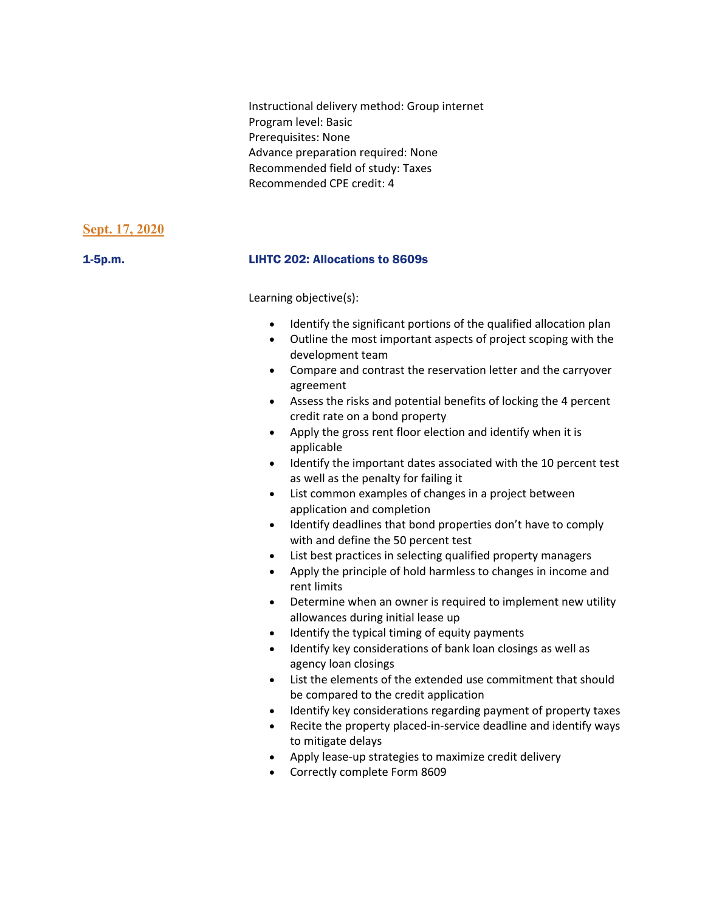Instructional delivery method: Group internet
Program level: Basic
Prerequisites: None
Advance preparation required: None
Recommended field of study: Taxes
Recommended CPE credit: 4

## Sept. 17, 2020

**1-5p.m.** **LIHTC 202: Allocations to 8609s**

Learning objective(s):

- Identify the significant portions of the qualified allocation plan
- Outline the most important aspects of project scoping with the development team
- Compare and contrast the reservation letter and the carryover agreement
- Assess the risks and potential benefits of locking the 4 percent credit rate on a bond property
- Apply the gross rent floor election and identify when it is applicable
- Identify the important dates associated with the 10 percent test as well as the penalty for failing it
- List common examples of changes in a project between application and completion
- Identify deadlines that bond properties don't have to comply with and define the 50 percent test
- List best practices in selecting qualified property managers
- Apply the principle of hold harmless to changes in income and rent limits
- Determine when an owner is required to implement new utility allowances during initial lease up
- Identify the typical timing of equity payments
- Identify key considerations of bank loan closings as well as agency loan closings
- List the elements of the extended use commitment that should be compared to the credit application
- Identify key considerations regarding payment of property taxes
- Recite the property placed-in-service deadline and identify ways to mitigate delays
- Apply lease-up strategies to maximize credit delivery
- Correctly complete Form 8609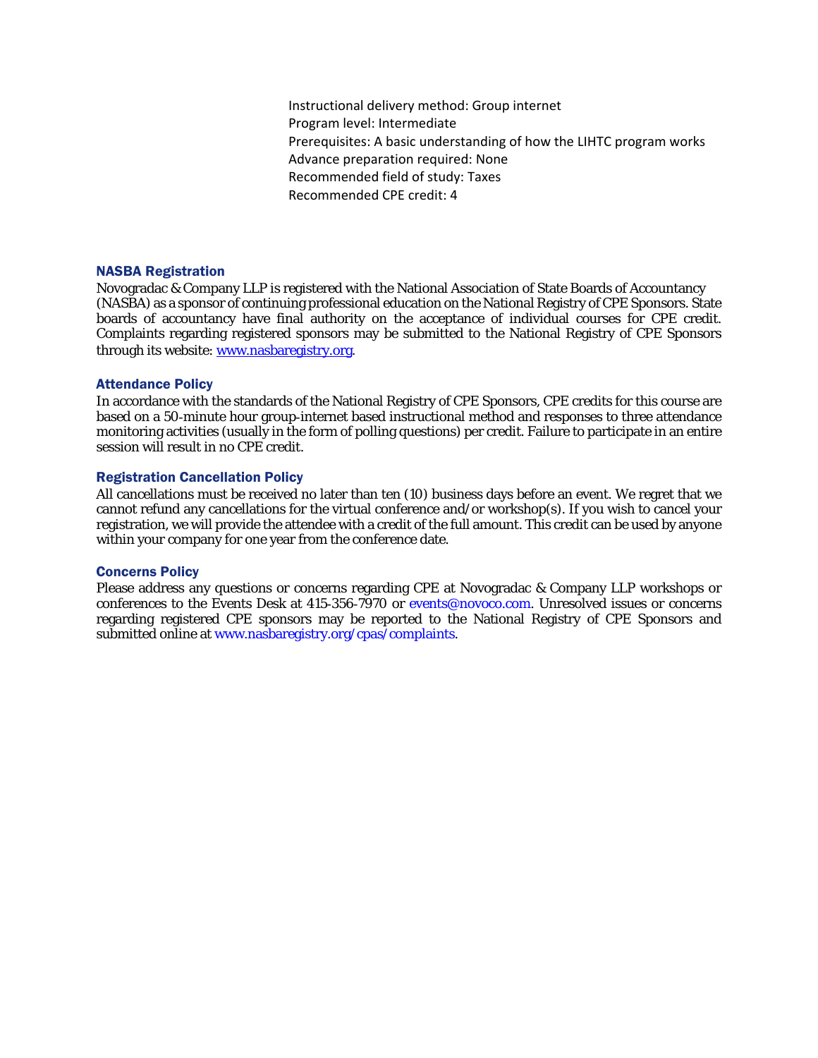Instructional delivery method: Group internet
Program level: Intermediate
Prerequisites: A basic understanding of how the LIHTC program works
Advance preparation required: None
Recommended field of study: Taxes
Recommended CPE credit: 4

### NASBA Registration

Novogradac & Company LLP is registered with the National Association of State Boards of Accountancy (NASBA) as a sponsor of continuing professional education on the National Registry of CPE Sponsors. State boards of accountancy have final authority on the acceptance of individual courses for CPE credit. Complaints regarding registered sponsors may be submitted to the National Registry of CPE Sponsors through its website: www.nasbaregistry.org.

### Attendance Policy

In accordance with the standards of the National Registry of CPE Sponsors, CPE credits for this course are based on a 50-minute hour group-internet based instructional method and responses to three attendance monitoring activities (usually in the form of polling questions) per credit. Failure to participate in an entire session will result in no CPE credit.

### Registration Cancellation Policy

All cancellations must be received no later than ten (10) business days before an event. We regret that we cannot refund any cancellations for the virtual conference and/or workshop(s). If you wish to cancel your registration, we will provide the attendee with a credit of the full amount. This credit can be used by anyone within your company for one year from the conference date.

### Concerns Policy

Please address any questions or concerns regarding CPE at Novogradac & Company LLP workshops or conferences to the Events Desk at 415-356-7970 or events@novoco.com. Unresolved issues or concerns regarding registered CPE sponsors may be reported to the National Registry of CPE Sponsors and submitted online at www.nasbaregistry.org/cpas/complaints.